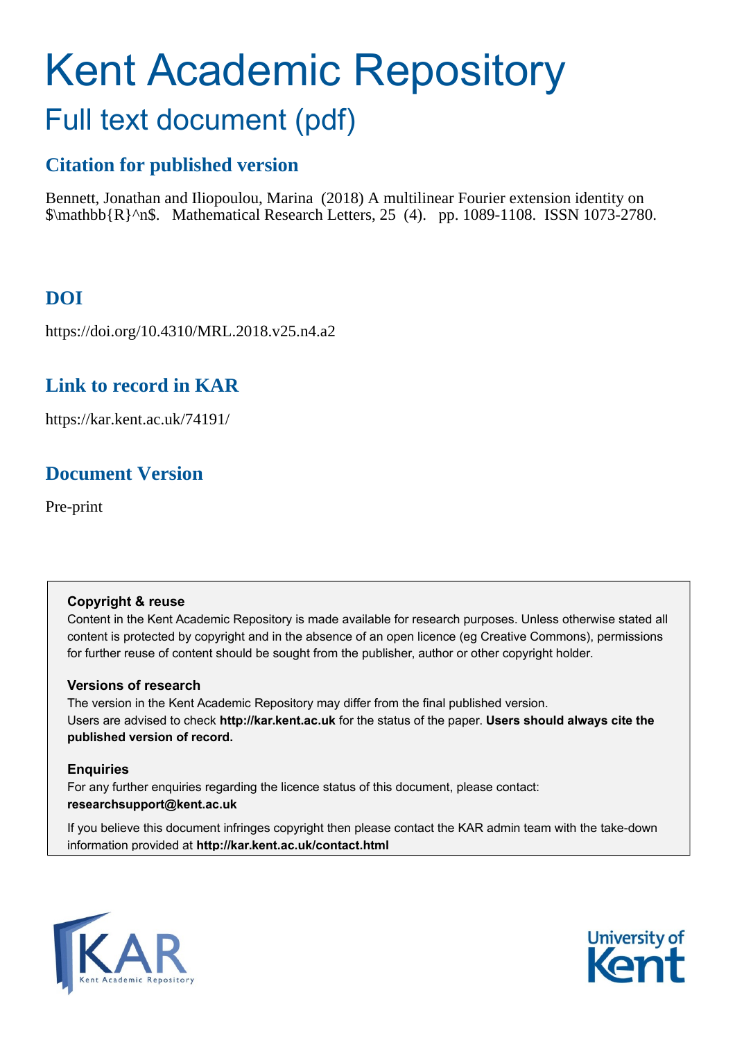# Kent Academic Repository

## Full text document (pdf)

### Citation for published version

Bennett, Jonathan and Iliopoulou, Marina (2018) A multilinear Fourier extension identity on $\mathbb{R}^n$. Mathematical Research Letters, 25 (4). pp. 1089-1108. ISSN 1073-2780.

### DOI

https://doi.org/10.4310/MRL.2018.v25.n4.a2

### Link to record in KAR

https://kar.kent.ac.uk/74191/

### Document Version

Pre-print

**Copyright & reuse**

Content in the Kent Academic Repository is made available for research purposes. Unless otherwise stated all content is protected by copyright and in the absence of an open licence (eg Creative Commons), permissions for further reuse of content should be sought from the publisher, author or other copyright holder.

**Versions of research**

The version in the Kent Academic Repository may differ from the final published version. Users are advised to check **http://kar.kent.ac.uk** for the status of the paper. **Users should always cite the published version of record.**

**Enquiries**

For any further enquiries regarding the licence status of this document, please contact: **researchsupport@kent.ac.uk**

If you believe this document infringes copyright then please contact the KAR admin team with the take-down information provided at **http://kar.kent.ac.uk/contact.html**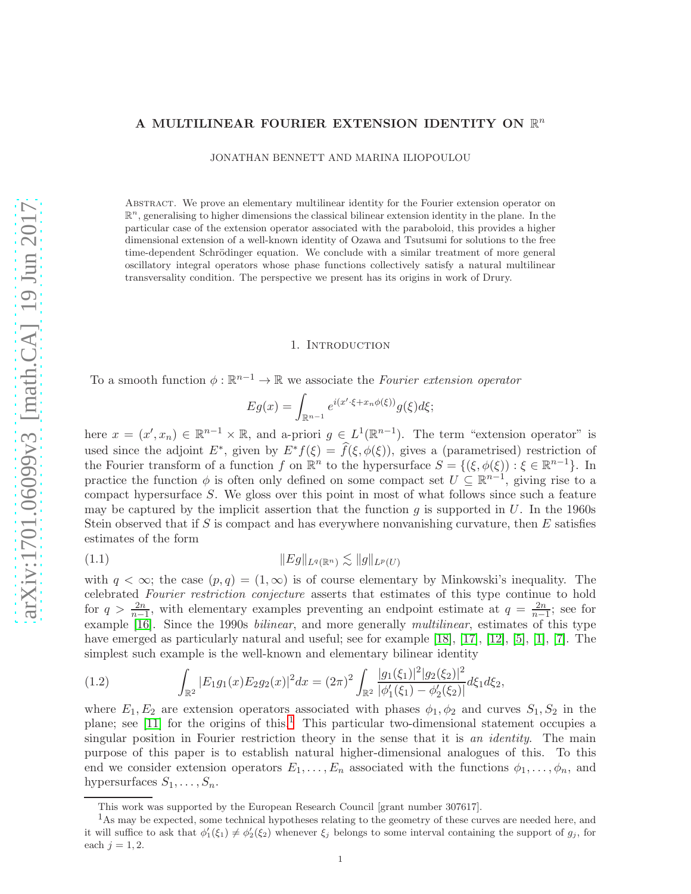# A MULTILINEAR FOURIER EXTENSION IDENTITY ON $\mathbb{R}^n$

JONATHAN BENNETT AND MARINA ILIOPOULOU

Abstract. We prove an elementary multilinear identity for the Fourier extension operator on $\mathbb{R}^n$, generalising to higher dimensions the classical bilinear extension identity in the plane. In the particular case of the extension operator associated with the paraboloid, this provides a higher dimensional extension of a well-known identity of Ozawa and Tsutsumi for solutions to the free time-dependent Schrödinger equation. We conclude with a similar treatment of more general oscillatory integral operators whose phase functions collectively satisfy a natural multilinear transversality condition. The perspective we present has its origins in work of Drury.

## 1. Introduction

To a smooth function $\phi : \mathbb{R}^{n-1} \to \mathbb{R}$ we associate the *Fourier extension operator*

$$Eg(x) = \int_{\mathbb{R}^{n-1}} e^{i(x'\cdot\xi + x_n\phi(\xi))} g(\xi) d\xi;$$

here $x = (x', x_n) \in \mathbb{R}^{n-1} \times \mathbb{R}$, and a-priori $g \in L^1(\mathbb{R}^{n-1})$. The term "extension operator" is used since the adjoint $E^*$, given by $E^*f(\xi) = \widehat{f}(\xi, \phi(\xi))$, gives a (parametrised) restriction of the Fourier transform of a function $f$ on $\mathbb{R}^n$ to the hypersurface $S = \{(\xi, \phi(\xi)) : \xi \in \mathbb{R}^{n-1}\}$. In practice the function $\phi$ is often only defined on some compact set $U \subseteq \mathbb{R}^{n-1}$, giving rise to a compact hypersurface $S$. We gloss over this point in most of what follows since such a feature may be captured by the implicit assertion that the function $g$ is supported in $U$. In the 1960s Stein observed that if $S$ is compact and has everywhere nonvanishing curvature, then $E$ satisfies estimates of the form

$$\|Eg\|_{L^q(\mathbb{R}^n)} \lesssim \|g\|_{L^p(U)} \tag{1.1}$$

with $q < \infty$; the case $(p, q) = (1, \infty)$ is of course elementary by Minkowski's inequality. The celebrated *Fourier restriction conjecture* asserts that estimates of this type continue to hold for $q > \frac{2n}{n-1}$, with elementary examples preventing an endpoint estimate at $q = \frac{2n}{n-1}$; see for example [16]. Since the 1990s *bilinear*, and more generally *multilinear*, estimates of this type have emerged as particularly natural and useful; see for example [18], [17], [12], [5], [1], [7]. The simplest such example is the well-known and elementary bilinear identity

$$\int_{\mathbb{R}^2} |E_1g_1(x)E_2g_2(x)|^2 dx = (2\pi)^2 \int_{\mathbb{R}^2} \frac{|g_1(\xi_1)|^2 |g_2(\xi_2)|^2}{|\phi_1'(\xi_1) - \phi_2'(\xi_2)|} d\xi_1 d\xi_2, \tag{1.2}$$

where $E_1, E_2$ are extension operators associated with phases $\phi_1, \phi_2$ and curves $S_1, S_2$ in the plane; see [11] for the origins of this.[1] This particular two-dimensional statement occupies a singular position in Fourier restriction theory in the sense that it is *an identity*. The main purpose of this paper is to establish natural higher-dimensional analogues of this. To this end we consider extension operators $E_1, \dots, E_n$ associated with the functions $\phi_1, \dots, \phi_n$, and hypersurfaces $S_1, \dots, S_n$.

This work was supported by the European Research Council [grant number 307617].

[1] As may be expected, some technical hypotheses relating to the geometry of these curves are needed here, and it will suffice to ask that $\phi_1'(\xi_1) \neq \phi_2'(\xi_2)$ whenever $\xi_j$ belongs to some interval containing the support of $g_j$, for each $j = 1, 2$.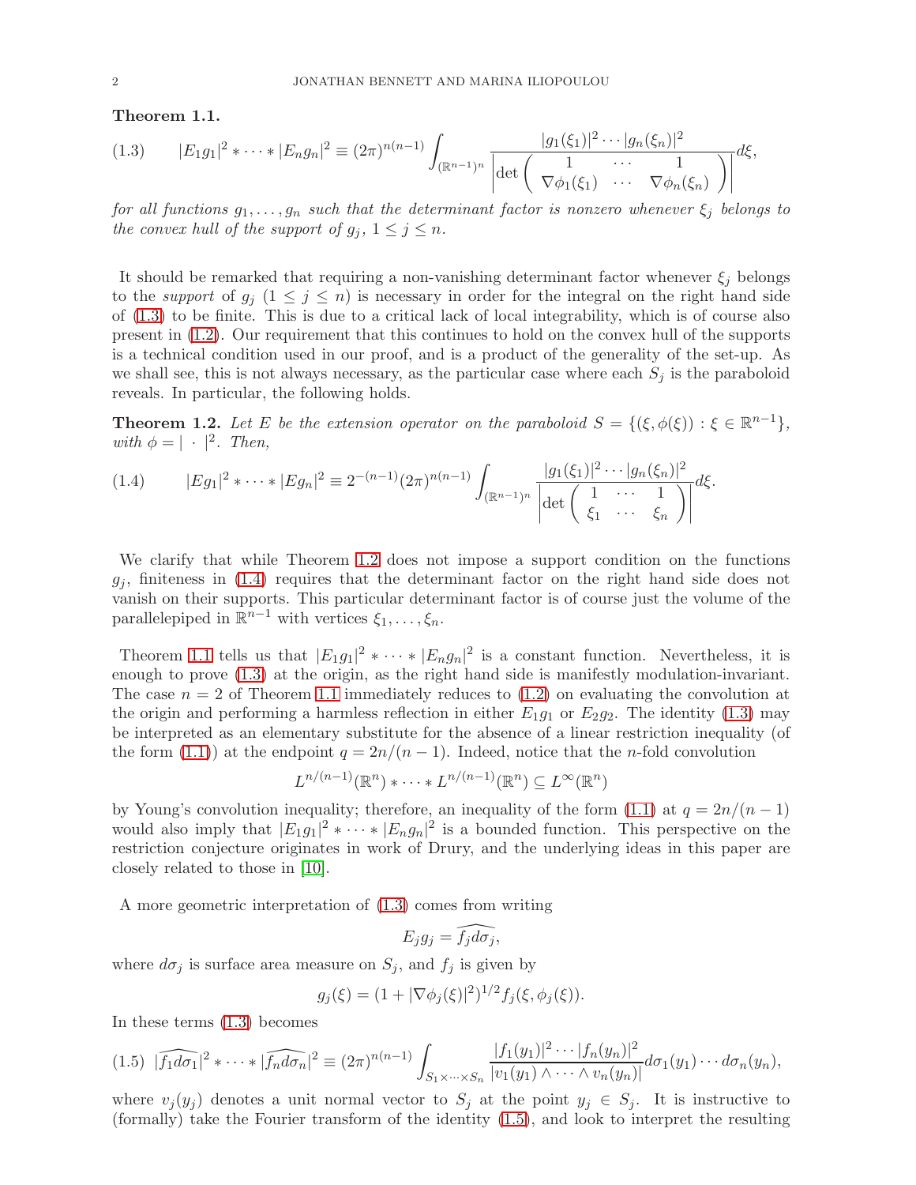**Theorem 1.1.**

$$|E_1g_1|^2 * \cdots * |E_ng_n|^2 \equiv (2\pi)^{n(n-1)} \int_{(\mathbb{R}^{n-1})^n} \frac{|g_1(\xi_1)|^2 \cdots |g_n(\xi_n)|^2}{\left|\det\begin{pmatrix} 1 & \cdots & 1 \\ \nabla\phi_1(\xi_1) & \cdots & \nabla\phi_n(\xi_n)\end{pmatrix}\right|} d\xi, \tag{1.3}$$

*for all functions $g_1, \ldots, g_n$ such that the determinant factor is nonzero whenever $\xi_j$ belongs to the convex hull of the support of $g_j$, $1 \leq j \leq n$.*

It should be remarked that requiring a non-vanishing determinant factor whenever $\xi_j$ belongs to the *support* of $g_j$ ($1 \leq j \leq n$) is necessary in order for the integral on the right hand side of (1.3) to be finite. This is due to a critical lack of local integrability, which is of course also present in (1.2). Our requirement that this continues to hold on the convex hull of the supports is a technical condition used in our proof, and is a product of the generality of the set-up. As we shall see, this is not always necessary, as the particular case where each $S_j$ is the paraboloid reveals. In particular, the following holds.

**Theorem 1.2.** *Let $E$ be the extension operator on the paraboloid $S = \{(\xi, \phi(\xi)) : \xi \in \mathbb{R}^{n-1}\}$, with $\phi = |\cdot|^2$. Then,*

$$|Eg_1|^2 * \cdots * |Eg_n|^2 \equiv 2^{-(n-1)}(2\pi)^{n(n-1)} \int_{(\mathbb{R}^{n-1})^n} \frac{|g_1(\xi_1)|^2 \cdots |g_n(\xi_n)|^2}{\left|\det\begin{pmatrix} 1 & \cdots & 1 \\ \xi_1 & \cdots & \xi_n\end{pmatrix}\right|} d\xi. \tag{1.4}$$

We clarify that while Theorem 1.2 does not impose a support condition on the functions $g_j$, finiteness in (1.4) requires that the determinant factor on the right hand side does not vanish on their supports. This particular determinant factor is of course just the volume of the parallelepiped in $\mathbb{R}^{n-1}$ with vertices $\xi_1, \ldots, \xi_n$.

Theorem 1.1 tells us that $|E_1g_1|^2 * \cdots * |E_ng_n|^2$ is a constant function. Nevertheless, it is enough to prove (1.3) at the origin, as the right hand side is manifestly modulation-invariant. The case $n = 2$ of Theorem 1.1 immediately reduces to (1.2) on evaluating the convolution at the origin and performing a harmless reflection in either $E_1g_1$ or $E_2g_2$. The identity (1.3) may be interpreted as an elementary substitute for the absence of a linear restriction inequality (of the form (1.1)) at the endpoint $q = 2n/(n-1)$. Indeed, notice that the $n$-fold convolution

$$L^{n/(n-1)}(\mathbb{R}^n) * \cdots * L^{n/(n-1)}(\mathbb{R}^n) \subseteq L^\infty(\mathbb{R}^n)$$

by Young's convolution inequality; therefore, an inequality of the form (1.1) at $q = 2n/(n-1)$ would also imply that $|E_1g_1|^2 * \cdots * |E_ng_n|^2$ is a bounded function. This perspective on the restriction conjecture originates in work of Drury, and the underlying ideas in this paper are closely related to those in [10].

A more geometric interpretation of (1.3) comes from writing

$$E_jg_j = \widehat{f_jd\sigma_j},$$

where $d\sigma_j$ is surface area measure on $S_j$, and $f_j$ is given by

$$g_j(\xi) = (1 + |\nabla\phi_j(\xi)|^2)^{1/2} f_j(\xi, \phi_j(\xi)).$$

In these terms (1.3) becomes

$$|\widehat{f_1d\sigma_1}|^2 * \cdots * |\widehat{f_nd\sigma_n}|^2 \equiv (2\pi)^{n(n-1)} \int_{S_1\times\cdots\times S_n} \frac{|f_1(y_1)|^2 \cdots |f_n(y_n)|^2}{|v_1(y_1) \wedge \cdots \wedge v_n(y_n)|} d\sigma_1(y_1) \cdots d\sigma_n(y_n), \tag{1.5}$$

where $v_j(y_j)$ denotes a unit normal vector to $S_j$ at the point $y_j \in S_j$. It is instructive to (formally) take the Fourier transform of the identity (1.5), and look to interpret the resulting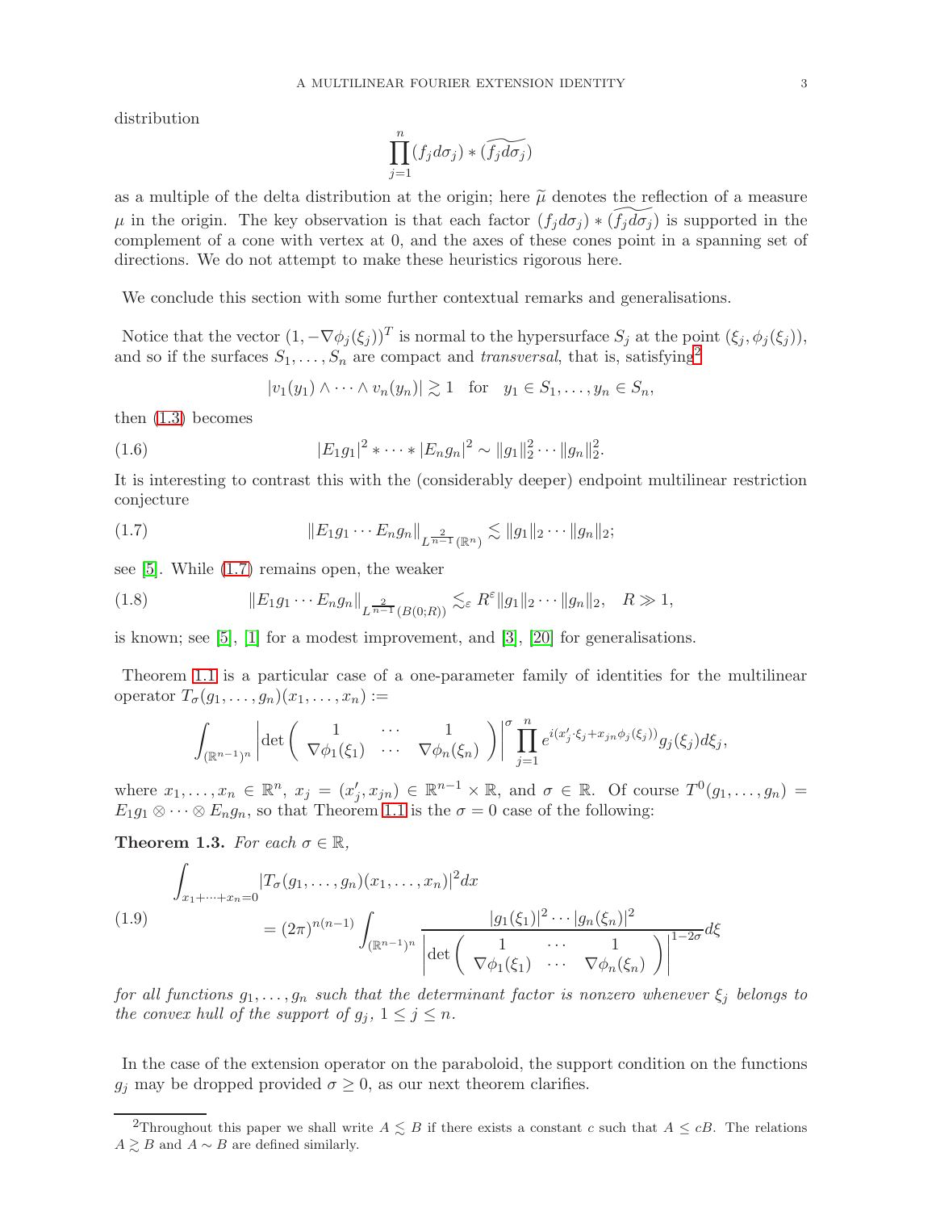distribution

$$\prod_{j=1}^{n} (f_j d\sigma_j) * \widetilde{(f_j d\sigma_j)}$$

as a multiple of the delta distribution at the origin; here $\widetilde{\mu}$ denotes the reflection of a measure $\mu$ in the origin. The key observation is that each factor $(f_j d\sigma_j) * \widetilde{(f_j d\sigma_j)}$ is supported in the complement of a cone with vertex at 0, and the axes of these cones point in a spanning set of directions. We do not attempt to make these heuristics rigorous here.

We conclude this section with some further contextual remarks and generalisations.

Notice that the vector $(1, -\nabla\phi_j(\xi_j))^T$ is normal to the hypersurface $S_j$ at the point $(\xi_j, \phi_j(\xi_j))$, and so if the surfaces $S_1, \ldots, S_n$ are compact and *transversal*, that is, satisfying[2]

$$|v_1(y_1) \wedge \cdots \wedge v_n(y_n)| \gtrsim 1 \quad \text{for} \quad y_1 \in S_1, \ldots, y_n \in S_n,$$

then (1.3) becomes

$$|E_1 g_1|^2 * \cdots * |E_n g_n|^2 \sim \|g_1\|_2^2 \cdots \|g_n\|_2^2. \tag{1.6}$$

It is interesting to contrast this with the (considerably deeper) endpoint multilinear restriction conjecture

$$\|E_1 g_1 \cdots E_n g_n\|_{L^{\frac{2}{n-1}}(\mathbb{R}^n)} \lesssim \|g_1\|_2 \cdots \|g_n\|_2; \tag{1.7}$$

see [5]. While (1.7) remains open, the weaker

$$\|E_1 g_1 \cdots E_n g_n\|_{L^{\frac{2}{n-1}}(B(0;R))} \lesssim_\varepsilon R^\varepsilon \|g_1\|_2 \cdots \|g_n\|_2, \quad R \gg 1, \tag{1.8}$$

is known; see [5], [1] for a modest improvement, and [3], [20] for generalisations.

Theorem 1.1 is a particular case of a one-parameter family of identities for the multilinear operator $T_\sigma(g_1, \ldots, g_n)(x_1, \ldots, x_n) :=$

$$\int_{(\mathbb{R}^{n-1})^n} \left| \det \begin{pmatrix} 1 & \cdots & 1 \\ \nabla\phi_1(\xi_1) & \cdots & \nabla\phi_n(\xi_n) \end{pmatrix} \right|^\sigma \prod_{j=1}^{n} e^{i(x_j' \cdot \xi_j + x_{jn}\phi_j(\xi_j))} g_j(\xi_j) d\xi_j,$$

where $x_1, \ldots, x_n \in \mathbb{R}^n$, $x_j = (x_j', x_{jn}) \in \mathbb{R}^{n-1} \times \mathbb{R}$, and $\sigma \in \mathbb{R}$. Of course $T^0(g_1, \ldots, g_n) = E_1 g_1 \otimes \cdots \otimes E_n g_n$, so that Theorem 1.1 is the $\sigma = 0$ case of the following:

**Theorem 1.3.** *For each $\sigma \in \mathbb{R}$,*

$$\begin{aligned} &\int_{x_1 + \cdots + x_n = 0} |T_\sigma(g_1, \ldots, g_n)(x_1, \ldots, x_n)|^2 dx \\ &\qquad = (2\pi)^{n(n-1)} \int_{(\mathbb{R}^{n-1})^n} \frac{|g_1(\xi_1)|^2 \cdots |g_n(\xi_n)|^2}{\left| \det \begin{pmatrix} 1 & \cdots & 1 \\ \nabla\phi_1(\xi_1) & \cdots & \nabla\phi_n(\xi_n) \end{pmatrix} \right|^{1-2\sigma}} d\xi \end{aligned} \tag{1.9}$$

*for all functions $g_1, \ldots, g_n$ such that the determinant factor is nonzero whenever $\xi_j$ belongs to the convex hull of the support of $g_j$, $1 \leq j \leq n$.*

In the case of the extension operator on the paraboloid, the support condition on the functions $g_j$ may be dropped provided $\sigma \geq 0$, as our next theorem clarifies.

[2] Throughout this paper we shall write $A \lesssim B$ if there exists a constant $c$ such that $A \leq cB$. The relations $A \gtrsim B$ and $A \sim B$ are defined similarly.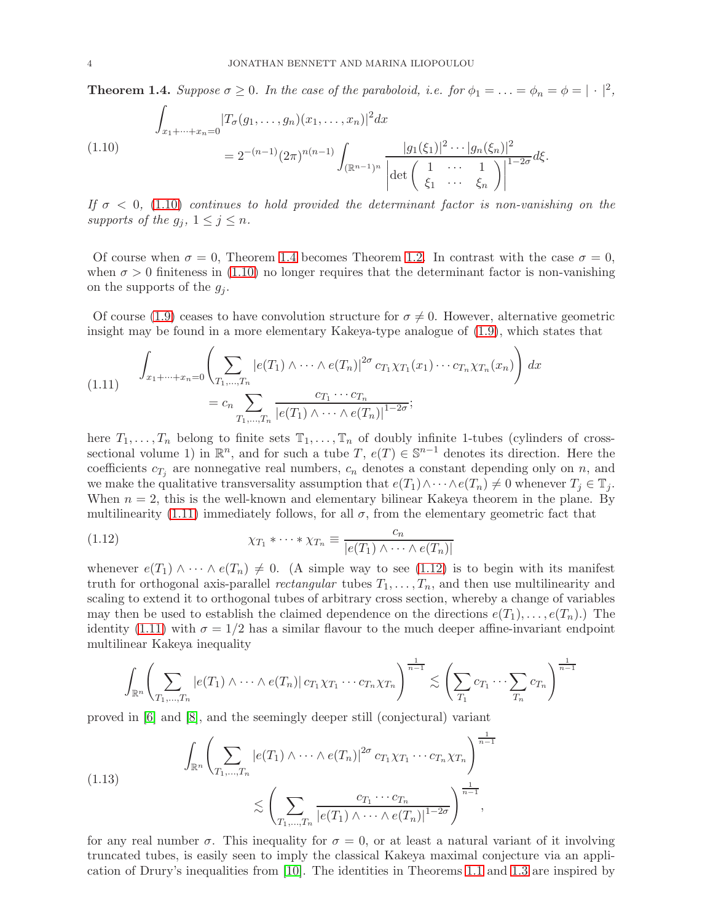**Theorem 1.4.** *Suppose $\sigma \geq 0$. In the case of the paraboloid, i.e. for $\phi_1 = \ldots = \phi_n = \phi = |\cdot|^2$,*

$$\int_{x_1+\cdots+x_n=0} |T_\sigma(g_1,\ldots,g_n)(x_1,\ldots,x_n)|^2 dx$$
$$= 2^{-(n-1)}(2\pi)^{n(n-1)} \int_{(\mathbb{R}^{n-1})^n} \frac{|g_1(\xi_1)|^2 \cdots |g_n(\xi_n)|^2}{\left|\det\begin{pmatrix} 1 & \cdots & 1 \\ \xi_1 & \cdots & \xi_n \end{pmatrix}\right|^{1-2\sigma}} d\xi. \tag{1.10}$$

*If $\sigma < 0$, (1.10) continues to hold provided the determinant factor is non-vanishing on the supports of the $g_j$, $1 \leq j \leq n$.*

Of course when $\sigma = 0$, Theorem 1.4 becomes Theorem 1.2. In contrast with the case $\sigma = 0$, when $\sigma > 0$ finiteness in (1.10) no longer requires that the determinant factor is non-vanishing on the supports of the $g_j$.

Of course (1.9) ceases to have convolution structure for $\sigma \neq 0$. However, alternative geometric insight may be found in a more elementary Kakeya-type analogue of (1.9), which states that

$$\int_{x_1+\cdots+x_n=0} \left( \sum_{T_1,\ldots,T_n} |e(T_1) \wedge \cdots \wedge e(T_n)|^{2\sigma} c_{T_1}\chi_{T_1}(x_1) \cdots c_{T_n}\chi_{T_n}(x_n) \right) dx$$
$$= c_n \sum_{T_1,\ldots,T_n} \frac{c_{T_1}\cdots c_{T_n}}{|e(T_1)\wedge\cdots\wedge e(T_n)|^{1-2\sigma}}; \tag{1.11}$$

here $T_1, \ldots, T_n$ belong to finite sets $\mathbb{T}_1, \ldots, \mathbb{T}_n$ of doubly infinite 1-tubes (cylinders of cross-sectional volume 1) in $\mathbb{R}^n$, and for such a tube $T$, $e(T) \in \mathbb{S}^{n-1}$ denotes its direction. Here the coefficients $c_{T_j}$ are nonnegative real numbers, $c_n$ denotes a constant depending only on $n$, and we make the qualitative transversality assumption that $e(T_1)\wedge\cdots\wedge e(T_n) \neq 0$ whenever $T_j \in \mathbb{T}_j$. When $n = 2$, this is the well-known and elementary bilinear Kakeya theorem in the plane. By multilinearity (1.11) immediately follows, for all $\sigma$, from the elementary geometric fact that

$$\chi_{T_1} * \cdots * \chi_{T_n} \equiv \frac{c_n}{|e(T_1)\wedge\cdots\wedge e(T_n)|} \tag{1.12}$$

whenever $e(T_1)\wedge\cdots\wedge e(T_n) \neq 0$. (A simple way to see (1.12) is to begin with its manifest truth for orthogonal axis-parallel *rectangular* tubes $T_1, \ldots, T_n$, and then use multilinearity and scaling to extend it to orthogonal tubes of arbitrary cross section, whereby a change of variables may then be used to establish the claimed dependence on the directions $e(T_1), \ldots, e(T_n)$.) The identity (1.11) with $\sigma = 1/2$ has a similar flavour to the much deeper affine-invariant endpoint multilinear Kakeya inequality

$$\int_{\mathbb{R}^n} \left( \sum_{T_1,\ldots,T_n} |e(T_1)\wedge\cdots\wedge e(T_n)|\, c_{T_1}\chi_{T_1}\cdots c_{T_n}\chi_{T_n} \right)^{\frac{1}{n-1}} \lesssim \left( \sum_{T_1} c_{T_1} \cdots \sum_{T_n} c_{T_n} \right)^{\frac{1}{n-1}}$$

proved in [6] and [8], and the seemingly deeper still (conjectural) variant

$$\int_{\mathbb{R}^n} \left( \sum_{T_1,\ldots,T_n} |e(T_1)\wedge\cdots\wedge e(T_n)|^{2\sigma} c_{T_1}\chi_{T_1}\cdots c_{T_n}\chi_{T_n} \right)^{\frac{1}{n-1}}$$
$$\lesssim \left( \sum_{T_1,\ldots,T_n} \frac{c_{T_1}\cdots c_{T_n}}{|e(T_1)\wedge\cdots\wedge e(T_n)|^{1-2\sigma}} \right)^{\frac{1}{n-1}}, \tag{1.13}$$

for any real number $\sigma$. This inequality for $\sigma = 0$, or at least a natural variant of it involving truncated tubes, is easily seen to imply the classical Kakeya maximal conjecture via an application of Drury's inequalities from [10]. The identities in Theorems 1.1 and 1.3 are inspired by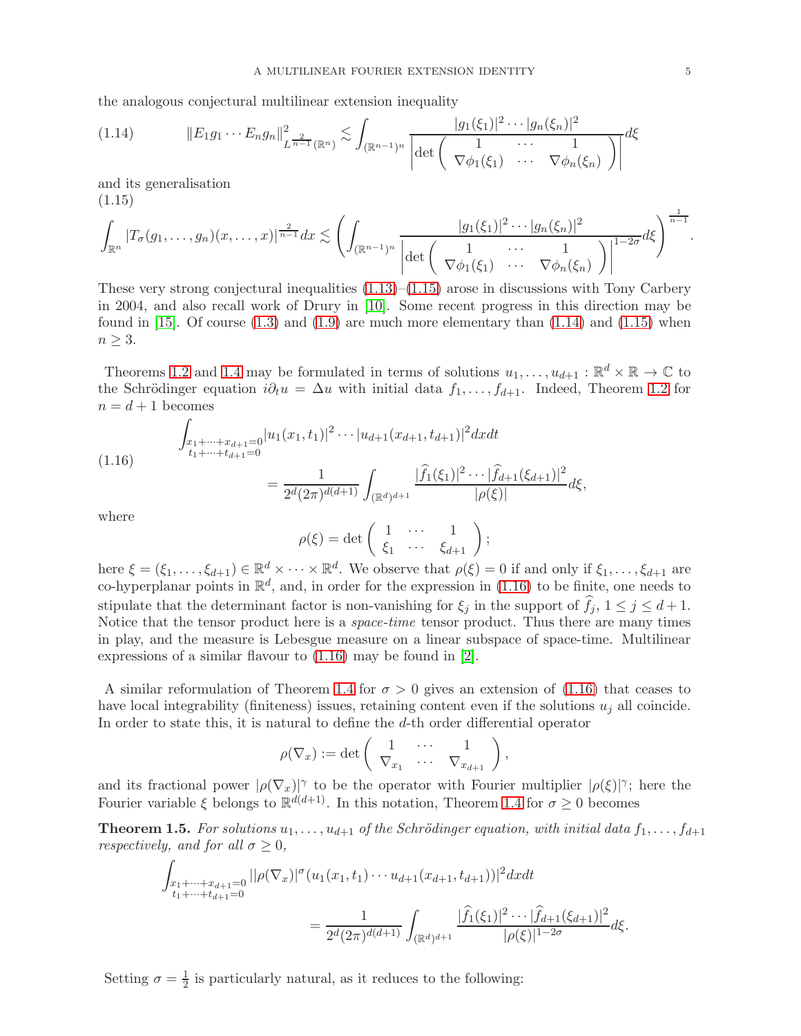the analogous conjectural multilinear extension inequality

$$\|E_1 g_1 \cdots E_n g_n\|^2_{L^{\frac{2}{n-1}}(\mathbb{R}^n)} \lesssim \int_{(\mathbb{R}^{n-1})^n} \frac{|g_1(\xi_1)|^2 \cdots |g_n(\xi_n)|^2}{\left|\det \begin{pmatrix} 1 & \cdots & 1 \\ \nabla\phi_1(\xi_1) & \cdots & \nabla\phi_n(\xi_n) \end{pmatrix}\right|} d\xi \tag{1.14}$$

and its generalisation

$$\int_{\mathbb{R}^n} |T_\sigma(g_1, \ldots, g_n)(x, \ldots, x)|^{\frac{2}{n-1}} dx \lesssim \left( \int_{(\mathbb{R}^{n-1})^n} \frac{|g_1(\xi_1)|^2 \cdots |g_n(\xi_n)|^2}{\left|\det \begin{pmatrix} 1 & \cdots & 1 \\ \nabla\phi_1(\xi_1) & \cdots & \nabla\phi_n(\xi_n) \end{pmatrix}\right|^{1-2\sigma}} d\xi \right)^{\frac{1}{n-1}}. \tag{1.15}$$

These very strong conjectural inequalities (1.13)–(1.15) arose in discussions with Tony Carbery in 2004, and also recall work of Drury in [10]. Some recent progress in this direction may be found in [15]. Of course (1.3) and (1.9) are much more elementary than (1.14) and (1.15) when $n \geq 3$.

Theorems 1.2 and 1.4 may be formulated in terms of solutions $u_1, \ldots, u_{d+1} : \mathbb{R}^d \times \mathbb{R} \to \mathbb{C}$ to the Schrödinger equation $i\partial_t u = \Delta u$ with initial data $f_1, \ldots, f_{d+1}$. Indeed, Theorem 1.2 for $n = d+1$ becomes

$$\begin{aligned} &\int_{\substack{x_1+\cdots+x_{d+1}=0 \\ t_1+\cdots+t_{d+1}=0}} |u_1(x_1,t_1)|^2 \cdots |u_{d+1}(x_{d+1},t_{d+1})|^2 dx dt \\ &\qquad\qquad = \frac{1}{2^d (2\pi)^{d(d+1)}} \int_{(\mathbb{R}^d)^{d+1}} \frac{|\widehat{f}_1(\xi_1)|^2 \cdots |\widehat{f}_{d+1}(\xi_{d+1})|^2}{|\rho(\xi)|} d\xi, \end{aligned} \tag{1.16}$$

where

$$\rho(\xi) = \det \begin{pmatrix} 1 & \cdots & 1 \\ \xi_1 & \cdots & \xi_{d+1} \end{pmatrix};$$

here $\xi = (\xi_1, \ldots, \xi_{d+1}) \in \mathbb{R}^d \times \cdots \times \mathbb{R}^d$. We observe that $\rho(\xi) = 0$ if and only if $\xi_1, \ldots, \xi_{d+1}$ are co-hyperplanar points in $\mathbb{R}^d$, and, in order for the expression in (1.16) to be finite, one needs to stipulate that the determinant factor is non-vanishing for $\xi_j$ in the support of $\widehat{f}_j$, $1 \leq j \leq d+1$. Notice that the tensor product here is a *space-time* tensor product. Thus there are many times in play, and the measure is Lebesgue measure on a linear subspace of space-time. Multilinear expressions of a similar flavour to (1.16) may be found in [2].

A similar reformulation of Theorem 1.4 for $\sigma > 0$ gives an extension of (1.16) that ceases to have local integrability (finiteness) issues, retaining content even if the solutions $u_j$ all coincide. In order to state this, it is natural to define the $d$-th order differential operator

$$\rho(\nabla_x) := \det \begin{pmatrix} 1 & \cdots & 1 \\ \nabla_{x_1} & \cdots & \nabla_{x_{d+1}} \end{pmatrix},$$

and its fractional power $|\rho(\nabla_x)|^\gamma$ to be the operator with Fourier multiplier $|\rho(\xi)|^\gamma$; here the Fourier variable $\xi$ belongs to $\mathbb{R}^{d(d+1)}$. In this notation, Theorem 1.4 for $\sigma \geq 0$ becomes

**Theorem 1.5.** *For solutions $u_1, \ldots, u_{d+1}$ of the Schrödinger equation, with initial data $f_1, \ldots, f_{d+1}$ respectively, and for all $\sigma \geq 0$,*

$$\begin{aligned} &\int_{\substack{x_1+\cdots+x_{d+1}=0 \\ t_1+\cdots+t_{d+1}=0}} ||\rho(\nabla_x)|^\sigma (u_1(x_1,t_1) \cdots u_{d+1}(x_{d+1},t_{d+1}))|^2 dx dt \\ &\qquad\qquad = \frac{1}{2^d (2\pi)^{d(d+1)}} \int_{(\mathbb{R}^d)^{d+1}} \frac{|\widehat{f}_1(\xi_1)|^2 \cdots |\widehat{f}_{d+1}(\xi_{d+1})|^2}{|\rho(\xi)|^{1-2\sigma}} d\xi. \end{aligned}$$

Setting $\sigma = \frac{1}{2}$ is particularly natural, as it reduces to the following: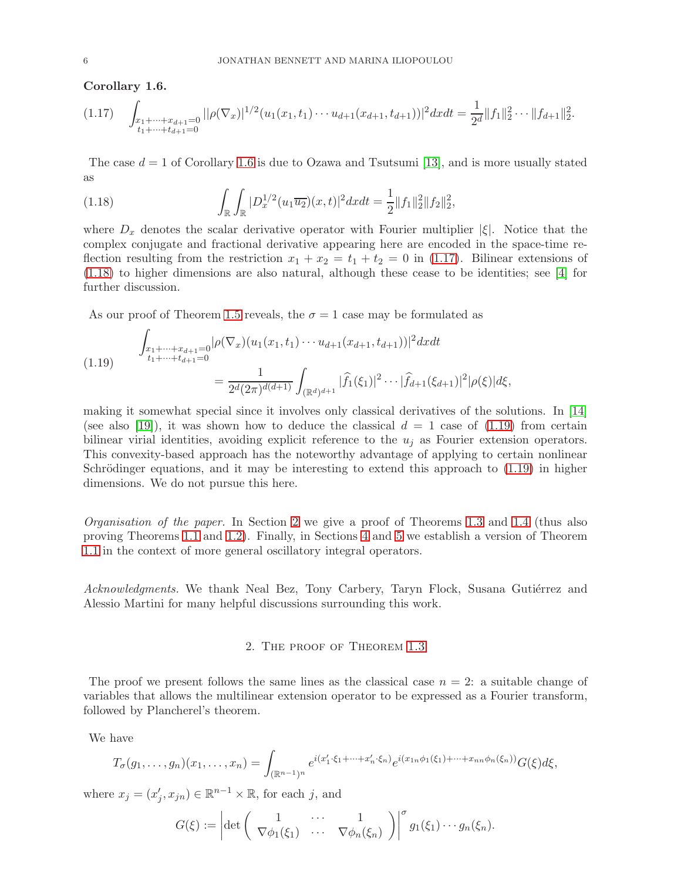**Corollary 1.6.**

$$\int_{\substack{x_1+\cdots+x_{d+1}=0\\ t_1+\cdots+t_{d+1}=0}} ||\rho(\nabla_x)|^{1/2}(u_1(x_1,t_1)\cdots u_{d+1}(x_{d+1},t_{d+1}))|^2 dxdt = \frac{1}{2^d}\|f_1\|_2^2\cdots\|f_{d+1}\|_2^2. \tag{1.17}$$

The case $d=1$ of Corollary 1.6 is due to Ozawa and Tsutsumi [13], and is more usually stated as

$$\int_{\mathbb{R}}\int_{\mathbb{R}} |D_x^{1/2}(u_1\overline{u_2})(x,t)|^2 dxdt = \frac{1}{2}\|f_1\|_2^2\|f_2\|_2^2, \tag{1.18}$$

where $D_x$ denotes the scalar derivative operator with Fourier multiplier $|\xi|$. Notice that the complex conjugate and fractional derivative appearing here are encoded in the space-time reflection resulting from the restriction $x_1+x_2=t_1+t_2=0$ in (1.17). Bilinear extensions of (1.18) to higher dimensions are also natural, although these cease to be identities; see [4] for further discussion.

As our proof of Theorem 1.5 reveals, the $\sigma=1$ case may be formulated as

$$\begin{aligned}\int_{\substack{x_1+\cdots+x_{d+1}=0\\ t_1+\cdots+t_{d+1}=0}} &|\rho(\nabla_x)(u_1(x_1,t_1)\cdots u_{d+1}(x_{d+1},t_{d+1}))|^2 dxdt\\ &= \frac{1}{2^d(2\pi)^{d(d+1)}}\int_{(\mathbb{R}^d)^{d+1}} |\widehat{f}_1(\xi_1)|^2\cdots|\widehat{f}_{d+1}(\xi_{d+1})|^2|\rho(\xi)|d\xi,\end{aligned} \tag{1.19}$$

making it somewhat special since it involves only classical derivatives of the solutions. In [14] (see also [19]), it was shown how to deduce the classical $d=1$ case of (1.19) from certain bilinear virial identities, avoiding explicit reference to the $u_j$ as Fourier extension operators. This convexity-based approach has the noteworthy advantage of applying to certain nonlinear Schrödinger equations, and it may be interesting to extend this approach to (1.19) in higher dimensions. We do not pursue this here.

*Organisation of the paper.* In Section 2 we give a proof of Theorems 1.3 and 1.4 (thus also proving Theorems 1.1 and 1.2). Finally, in Sections 4 and 5 we establish a version of Theorem 1.1 in the context of more general oscillatory integral operators.

*Acknowledgments.* We thank Neal Bez, Tony Carbery, Taryn Flock, Susana Gutiérrez and Alessio Martini for many helpful discussions surrounding this work.

## 2. The proof of Theorem 1.3

The proof we present follows the same lines as the classical case $n=2$: a suitable change of variables that allows the multilinear extension operator to be expressed as a Fourier transform, followed by Plancherel's theorem.

We have

$$T_\sigma(g_1,\ldots,g_n)(x_1,\ldots,x_n) = \int_{(\mathbb{R}^{n-1})^n} e^{i(x_1'\cdot\xi_1+\cdots+x_n'\cdot\xi_n)}e^{i(x_{1n}\phi_1(\xi_1)+\cdots+x_{nn}\phi_n(\xi_n))}G(\xi)d\xi,$$

where $x_j=(x_j',x_{jn})\in\mathbb{R}^{n-1}\times\mathbb{R}$, for each $j$, and

$$G(\xi) := \left|\det\begin{pmatrix} 1 & \cdots & 1\\ \nabla\phi_1(\xi_1) & \cdots & \nabla\phi_n(\xi_n)\end{pmatrix}\right|^\sigma g_1(\xi_1)\cdots g_n(\xi_n).$$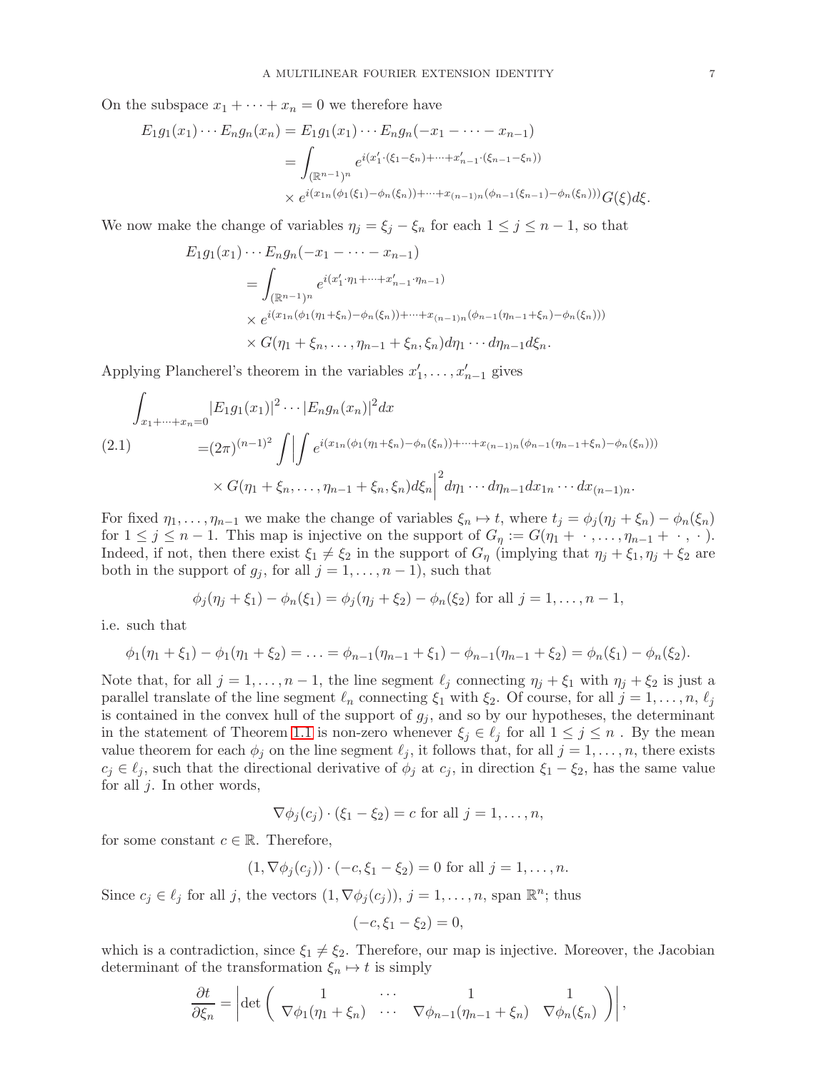On the subspace $x_1 + \cdots + x_n = 0$ we therefore have

$$\begin{aligned}
E_1g_1(x_1)\cdots E_ng_n(x_n) &= E_1g_1(x_1)\cdots E_ng_n(-x_1 - \cdots - x_{n-1}) \\
&= \int_{(\mathbb{R}^{n-1})^n} e^{i(x_1'\cdot(\xi_1-\xi_n)+\cdots+x_{n-1}'\cdot(\xi_{n-1}-\xi_n))} \\
&\quad \times e^{i(x_{1n}(\phi_1(\xi_1)-\phi_n(\xi_n))+\cdots+x_{(n-1)n}(\phi_{n-1}(\xi_{n-1})-\phi_n(\xi_n)))}G(\xi)d\xi.
\end{aligned}$$

We now make the change of variables $\eta_j = \xi_j - \xi_n$ for each $1 \le j \le n-1$, so that

$$\begin{aligned}
&E_1g_1(x_1)\cdots E_ng_n(-x_1 - \cdots - x_{n-1}) \\
&= \int_{(\mathbb{R}^{n-1})^n} e^{i(x_1'\cdot\eta_1+\cdots+x_{n-1}'\cdot\eta_{n-1})} \\
&\times e^{i(x_{1n}(\phi_1(\eta_1+\xi_n)-\phi_n(\xi_n))+\cdots+x_{(n-1)n}(\phi_{n-1}(\eta_{n-1}+\xi_n)-\phi_n(\xi_n)))} \\
&\times G(\eta_1+\xi_n,\ldots,\eta_{n-1}+\xi_n,\xi_n)d\eta_1\cdots d\eta_{n-1}d\xi_n.
\end{aligned}$$

Applying Plancherel's theorem in the variables $x_1',\ldots,x_{n-1}'$ gives

$$\begin{aligned}
&\int_{x_1+\cdots+x_n=0}|E_1g_1(x_1)|^2\cdots|E_ng_n(x_n)|^2dx \\
&=(2\pi)^{(n-1)^2}\int\Big|\int e^{i(x_{1n}(\phi_1(\eta_1+\xi_n)-\phi_n(\xi_n))+\cdots+x_{(n-1)n}(\phi_{n-1}(\eta_{n-1}+\xi_n)-\phi_n(\xi_n)))} \\
&\quad\times G(\eta_1+\xi_n,\ldots,\eta_{n-1}+\xi_n,\xi_n)d\xi_n\Big|^2d\eta_1\cdots d\eta_{n-1}dx_{1n}\cdots dx_{(n-1)n}.
\end{aligned}\tag{2.1}$$

For fixed $\eta_1,\ldots,\eta_{n-1}$ we make the change of variables $\xi_n \mapsto t$, where $t_j = \phi_j(\eta_j+\xi_n)-\phi_n(\xi_n)$ for $1 \le j \le n-1$. This map is injective on the support of $G_\eta := G(\eta_1+\ \cdot\ ,\ldots,\eta_{n-1}+\ \cdot\ ,\ \cdot\ )$. Indeed, if not, then there exist $\xi_1 \neq \xi_2$ in the support of $G_\eta$ (implying that $\eta_j+\xi_1, \eta_j+\xi_2$ are both in the support of $g_j$, for all $j = 1,\ldots,n-1$), such that

$$\phi_j(\eta_j+\xi_1)-\phi_n(\xi_1) = \phi_j(\eta_j+\xi_2)-\phi_n(\xi_2) \text{ for all } j = 1,\ldots,n-1,$$

i.e. such that

$$\phi_1(\eta_1+\xi_1)-\phi_1(\eta_1+\xi_2) = \ldots = \phi_{n-1}(\eta_{n-1}+\xi_1)-\phi_{n-1}(\eta_{n-1}+\xi_2) = \phi_n(\xi_1)-\phi_n(\xi_2).$$

Note that, for all $j = 1,\ldots,n-1$, the line segment $\ell_j$ connecting $\eta_j+\xi_1$ with $\eta_j+\xi_2$ is just a parallel translate of the line segment $\ell_n$ connecting $\xi_1$ with $\xi_2$. Of course, for all $j = 1,\ldots,n$, $\ell_j$ is contained in the convex hull of the support of $g_j$, and so by our hypotheses, the determinant in the statement of Theorem 1.1 is non-zero whenever $\xi_j \in \ell_j$ for all $1 \le j \le n$ . By the mean value theorem for each $\phi_j$ on the line segment $\ell_j$, it follows that, for all $j = 1,\ldots,n$, there exists $c_j \in \ell_j$, such that the directional derivative of $\phi_j$ at $c_j$, in direction $\xi_1-\xi_2$, has the same value for all $j$. In other words,

$$\nabla\phi_j(c_j)\cdot(\xi_1-\xi_2) = c \text{ for all } j = 1,\ldots,n,$$

for some constant $c \in \mathbb{R}$. Therefore,

$$(1,\nabla\phi_j(c_j))\cdot(-c,\xi_1-\xi_2) = 0 \text{ for all } j = 1,\ldots,n.$$

Since $c_j \in \ell_j$ for all $j$, the vectors $(1,\nabla\phi_j(c_j))$, $j = 1,\ldots,n$, span $\mathbb{R}^n$; thus

$$(-c,\xi_1-\xi_2) = 0,$$

which is a contradiction, since $\xi_1 \neq \xi_2$. Therefore, our map is injective. Moreover, the Jacobian determinant of the transformation $\xi_n \mapsto t$ is simply

$$\frac{\partial t}{\partial \xi_n} = \left|\det\begin{pmatrix} 1 & \cdots & 1 & 1 \\ \nabla\phi_1(\eta_1+\xi_n) & \cdots & \nabla\phi_{n-1}(\eta_{n-1}+\xi_n) & \nabla\phi_n(\xi_n)\end{pmatrix}\right|,$$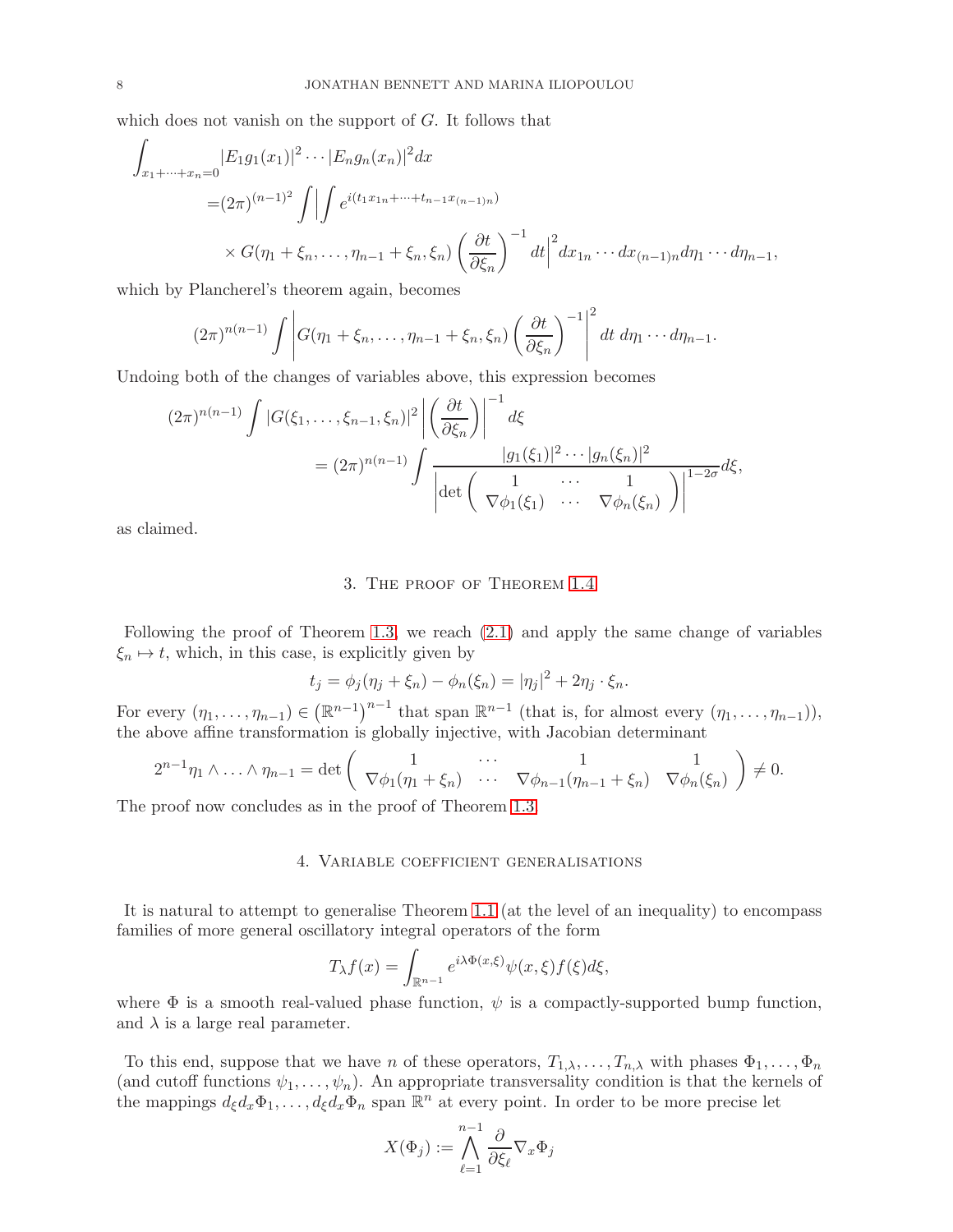which does not vanish on the support of $G$. It follows that

$$\begin{aligned}
\int_{x_1+\cdots+x_n=0} &|E_1 g_1(x_1)|^2 \cdots |E_n g_n(x_n)|^2 dx \\
=&(2\pi)^{(n-1)^2} \int \Big| \int e^{i(t_1 x_{1n} + \cdots + t_{n-1} x_{(n-1)n})} \\
&\times G(\eta_1+\xi_n, \ldots, \eta_{n-1}+\xi_n, \xi_n) \left(\frac{\partial t}{\partial \xi_n}\right)^{-1} dt \Big|^2 dx_{1n} \cdots dx_{(n-1)n} d\eta_1 \cdots d\eta_{n-1},
\end{aligned}$$

which by Plancherel's theorem again, becomes

$$(2\pi)^{n(n-1)} \int \left| G(\eta_1+\xi_n, \ldots, \eta_{n-1}+\xi_n, \xi_n) \left(\frac{\partial t}{\partial \xi_n}\right)^{-1} \right|^2 dt\, d\eta_1 \cdots d\eta_{n-1}.$$

Undoing both of the changes of variables above, this expression becomes

$$\begin{aligned}
(2\pi)^{n(n-1)} &\int |G(\xi_1, \ldots, \xi_{n-1}, \xi_n)|^2 \left| \left(\frac{\partial t}{\partial \xi_n}\right) \right|^{-1} d\xi \\
&= (2\pi)^{n(n-1)} \int \frac{|g_1(\xi_1)|^2 \cdots |g_n(\xi_n)|^2}{\left| \det \begin{pmatrix} 1 & \cdots & 1 \\ \nabla\phi_1(\xi_1) & \cdots & \nabla\phi_n(\xi_n) \end{pmatrix} \right|^{1-2\sigma}} d\xi,
\end{aligned}$$

as claimed.

## 3. The proof of Theorem 1.4

Following the proof of Theorem 1.3, we reach (2.1) and apply the same change of variables $\xi_n \mapsto t$, which, in this case, is explicitly given by

$$t_j = \phi_j(\eta_j + \xi_n) - \phi_n(\xi_n) = |\eta_j|^2 + 2\eta_j \cdot \xi_n.$$

For every $(\eta_1, \ldots, \eta_{n-1}) \in (\mathbb{R}^{n-1})^{n-1}$ that span $\mathbb{R}^{n-1}$ (that is, for almost every $(\eta_1, \ldots, \eta_{n-1})$), the above affine transformation is globally injective, with Jacobian determinant

$$2^{n-1} \eta_1 \wedge \ldots \wedge \eta_{n-1} = \det \begin{pmatrix} 1 & \cdots & 1 & 1 \\ \nabla\phi_1(\eta_1+\xi_n) & \cdots & \nabla\phi_{n-1}(\eta_{n-1}+\xi_n) & \nabla\phi_n(\xi_n) \end{pmatrix} \neq 0.$$

The proof now concludes as in the proof of Theorem 1.3.

## 4. Variable coefficient generalisations

It is natural to attempt to generalise Theorem 1.1 (at the level of an inequality) to encompass families of more general oscillatory integral operators of the form

$$T_\lambda f(x) = \int_{\mathbb{R}^{n-1}} e^{i\lambda \Phi(x,\xi)} \psi(x,\xi) f(\xi) d\xi,$$

where $\Phi$ is a smooth real-valued phase function, $\psi$ is a compactly-supported bump function, and $\lambda$ is a large real parameter.

To this end, suppose that we have $n$ of these operators, $T_{1,\lambda}, \ldots, T_{n,\lambda}$ with phases $\Phi_1, \ldots, \Phi_n$ (and cutoff functions $\psi_1, \ldots, \psi_n$). An appropriate transversality condition is that the kernels of the mappings $d_\xi d_x \Phi_1, \ldots, d_\xi d_x \Phi_n$ span $\mathbb{R}^n$ at every point. In order to be more precise let

$$X(\Phi_j) := \bigwedge_{\ell=1}^{n-1} \frac{\partial}{\partial \xi_\ell} \nabla_x \Phi_j$$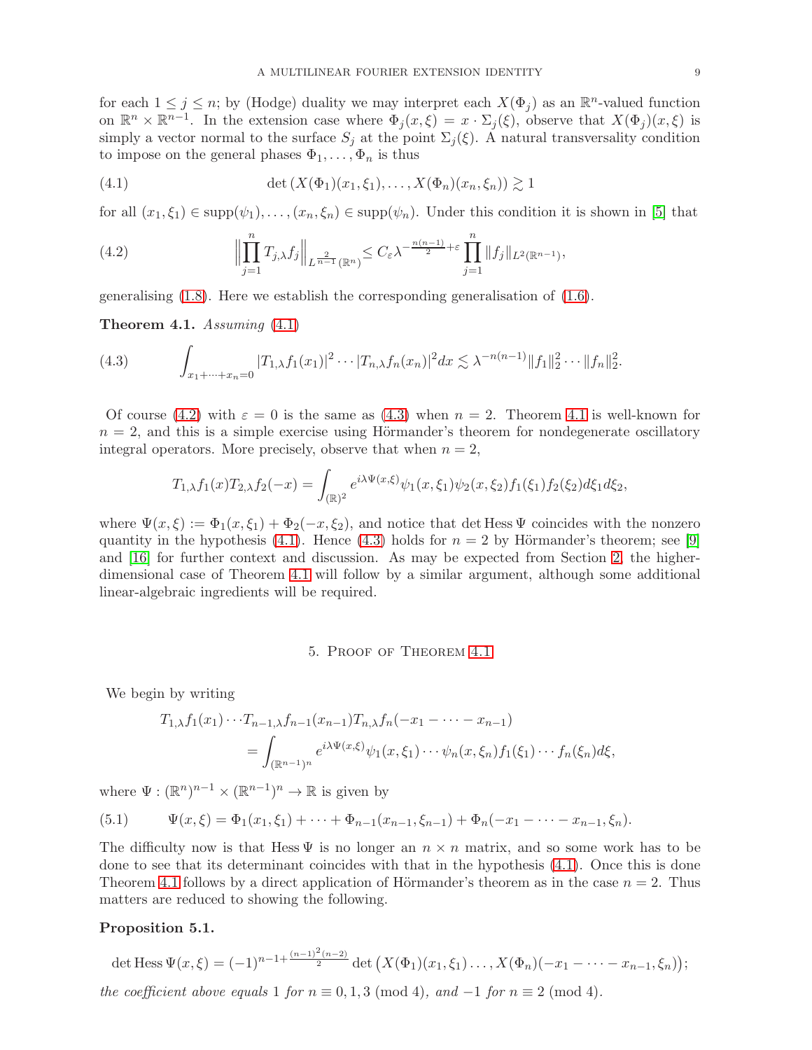for each $1 \leq j \leq n$; by (Hodge) duality we may interpret each $X(\Phi_j)$ as an $\mathbb{R}^n$-valued function on $\mathbb{R}^n \times \mathbb{R}^{n-1}$. In the extension case where $\Phi_j(x, \xi) = x \cdot \Sigma_j(\xi)$, observe that $X(\Phi_j)(x, \xi)$ is simply a vector normal to the surface $S_j$ at the point $\Sigma_j(\xi)$. A natural transversality condition to impose on the general phases $\Phi_1, \ldots, \Phi_n$ is thus

$$\det \left(X(\Phi_1)(x_1, \xi_1), \ldots, X(\Phi_n)(x_n, \xi_n)\right) \gtrsim 1 \tag{4.1}$$

for all $(x_1, \xi_1) \in \operatorname{supp}(\psi_1), \ldots, (x_n, \xi_n) \in \operatorname{supp}(\psi_n)$. Under this condition it is shown in [5] that

$$\Big\| \prod_{j=1}^n T_{j,\lambda} f_j \Big\|_{L^{\frac{2}{n-1}}(\mathbb{R}^n)} \leq C_\varepsilon \lambda^{-\frac{n(n-1)}{2}+\varepsilon} \prod_{j=1}^n \|f_j\|_{L^2(\mathbb{R}^{n-1})}, \tag{4.2}$$

generalising (1.8). Here we establish the corresponding generalisation of (1.6).

**Theorem 4.1.** *Assuming* (4.1)

$$\int_{x_1+\cdots+x_n=0} |T_{1,\lambda} f_1(x_1)|^2 \cdots |T_{n,\lambda} f_n(x_n)|^2 dx \lesssim \lambda^{-n(n-1)} \|f_1\|_2^2 \cdots \|f_n\|_2^2. \tag{4.3}$$

Of course (4.2) with $\varepsilon = 0$ is the same as (4.3) when $n = 2$. Theorem 4.1 is well-known for $n = 2$, and this is a simple exercise using Hörmander's theorem for nondegenerate oscillatory integral operators. More precisely, observe that when $n = 2$,

$$T_{1,\lambda} f_1(x) T_{2,\lambda} f_2(-x) = \int_{(\mathbb{R})^2} e^{i\lambda \Psi(x,\xi)} \psi_1(x, \xi_1) \psi_2(x, \xi_2) f_1(\xi_1) f_2(\xi_2) d\xi_1 d\xi_2,$$

where $\Psi(x, \xi) := \Phi_1(x, \xi_1) + \Phi_2(-x, \xi_2)$, and notice that $\det \operatorname{Hess} \Psi$ coincides with the nonzero quantity in the hypothesis (4.1). Hence (4.3) holds for $n = 2$ by Hörmander's theorem; see [9] and [16] for further context and discussion. As may be expected from Section 2, the higher-dimensional case of Theorem 4.1 will follow by a similar argument, although some additional linear-algebraic ingredients will be required.

## 5. Proof of Theorem 4.1

We begin by writing

$$\begin{aligned} T_{1,\lambda} f_1(x_1) \cdots T_{n-1,\lambda} f_{n-1}(x_{n-1}) & T_{n,\lambda} f_n(-x_1 - \cdots - x_{n-1}) \\ &= \int_{(\mathbb{R}^{n-1})^n} e^{i\lambda \Psi(x,\xi)} \psi_1(x, \xi_1) \cdots \psi_n(x, \xi_n) f_1(\xi_1) \cdots f_n(\xi_n) d\xi, \end{aligned}$$

where $\Psi : (\mathbb{R}^n)^{n-1} \times (\mathbb{R}^{n-1})^n \to \mathbb{R}$ is given by

$$\Psi(x, \xi) = \Phi_1(x_1, \xi_1) + \cdots + \Phi_{n-1}(x_{n-1}, \xi_{n-1}) + \Phi_n(-x_1 - \cdots - x_{n-1}, \xi_n). \tag{5.1}$$

The difficulty now is that $\operatorname{Hess} \Psi$ is no longer an $n \times n$ matrix, and so some work has to be done to see that its determinant coincides with that in the hypothesis (4.1). Once this is done Theorem 4.1 follows by a direct application of Hörmander's theorem as in the case $n = 2$. Thus matters are reduced to showing the following.

**Proposition 5.1.**

$$\det \operatorname{Hess} \Psi(x, \xi) = (-1)^{n-1+\frac{(n-1)^2(n-2)}{2}} \det \left(X(\Phi_1)(x_1, \xi_1) \ldots, X(\Phi_n)(-x_1 - \cdots - x_{n-1}, \xi_n)\right);$$

*the coefficient above equals* 1 *for* $n \equiv 0, 1, 3 \pmod 4$, *and* $-1$ *for* $n \equiv 2 \pmod 4$.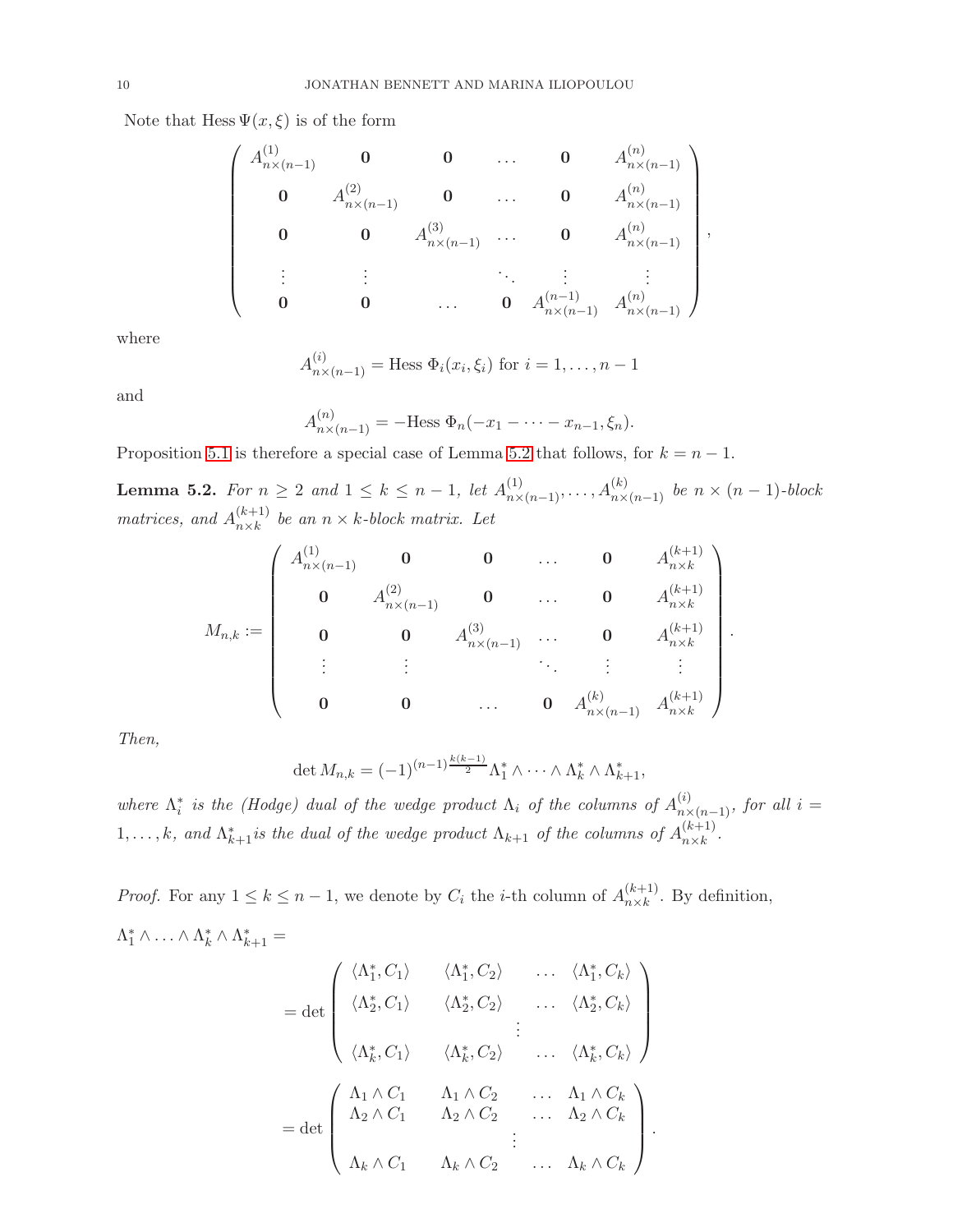Note that Hess $\Psi(x,\xi)$ is of the form

$$
\begin{pmatrix}
A^{(1)}_{n\times(n-1)} & \mathbf{0} & \mathbf{0} & \dots & \mathbf{0} & A^{(n)}_{n\times(n-1)} \\
\mathbf{0} & A^{(2)}_{n\times(n-1)} & \mathbf{0} & \dots & \mathbf{0} & A^{(n)}_{n\times(n-1)} \\
\mathbf{0} & \mathbf{0} & A^{(3)}_{n\times(n-1)} & \dots & \mathbf{0} & A^{(n)}_{n\times(n-1)} \\
\vdots & \vdots & & \ddots & \vdots & \vdots \\
\mathbf{0} & \mathbf{0} & \dots & \mathbf{0} & A^{(n-1)}_{n\times(n-1)} & A^{(n)}_{n\times(n-1)}
\end{pmatrix},
$$

where

$$A^{(i)}_{n\times(n-1)} = \text{Hess } \Phi_i(x_i,\xi_i) \text{ for } i=1,\dots,n-1$$

and

$$A^{(n)}_{n\times(n-1)} = -\text{Hess } \Phi_n(-x_1-\dots-x_{n-1},\xi_n).$$

Proposition 5.1 is therefore a special case of Lemma 5.2 that follows, for $k=n-1$.

**Lemma 5.2.** *For $n\geq 2$ and $1\leq k\leq n-1$, let $A^{(1)}_{n\times(n-1)},\dots,A^{(k)}_{n\times(n-1)}$ be $n\times(n-1)$-block matrices, and $A^{(k+1)}_{n\times k}$ be an $n\times k$-block matrix. Let*

$$
M_{n,k} := \begin{pmatrix}
A^{(1)}_{n\times(n-1)} & \mathbf{0} & \mathbf{0} & \dots & \mathbf{0} & A^{(k+1)}_{n\times k} \\
\mathbf{0} & A^{(2)}_{n\times(n-1)} & \mathbf{0} & \dots & \mathbf{0} & A^{(k+1)}_{n\times k} \\
\mathbf{0} & \mathbf{0} & A^{(3)}_{n\times(n-1)} & \dots & \mathbf{0} & A^{(k+1)}_{n\times k} \\
\vdots & \vdots & & \ddots & \vdots & \vdots \\
\mathbf{0} & \mathbf{0} & \dots & \mathbf{0} & A^{(k)}_{n\times(n-1)} & A^{(k+1)}_{n\times k}
\end{pmatrix}.
$$

*Then,*

$$\det M_{n,k} = (-1)^{(n-1)\frac{k(k-1)}{2}}\Lambda_1^*\wedge\dots\wedge\Lambda_k^*\wedge\Lambda_{k+1}^*,$$

*where $\Lambda_i^*$ is the (Hodge) dual of the wedge product $\Lambda_i$ of the columns of $A^{(i)}_{n\times(n-1)}$, for all $i=1,\dots,k$, and $\Lambda_{k+1}^*$is the dual of the wedge product $\Lambda_{k+1}$ of the columns of $A^{(k+1)}_{n\times k}$.*

*Proof.* For any $1\leq k\leq n-1$, we denote by $C_i$ the $i$-th column of $A^{(k+1)}_{n\times k}$. By definition,

$\Lambda_1^*\wedge\ldots\wedge\Lambda_k^*\wedge\Lambda_{k+1}^* =$

$$
= \det\begin{pmatrix}
\langle\Lambda_1^*,C_1\rangle & \langle\Lambda_1^*,C_2\rangle & \dots & \langle\Lambda_1^*,C_k\rangle \\
\langle\Lambda_2^*,C_1\rangle & \langle\Lambda_2^*,C_2\rangle & \dots & \langle\Lambda_2^*,C_k\rangle \\
 & & \vdots & \\
\langle\Lambda_k^*,C_1\rangle & \langle\Lambda_k^*,C_2\rangle & \dots & \langle\Lambda_k^*,C_k\rangle
\end{pmatrix}
$$

$$
= \det\begin{pmatrix}
\Lambda_1\wedge C_1 & \Lambda_1\wedge C_2 & \dots & \Lambda_1\wedge C_k \\
\Lambda_2\wedge C_1 & \Lambda_2\wedge C_2 & \dots & \Lambda_2\wedge C_k \\
 & & \vdots & \\
\Lambda_k\wedge C_1 & \Lambda_k\wedge C_2 & \dots & \Lambda_k\wedge C_k
\end{pmatrix}.
$$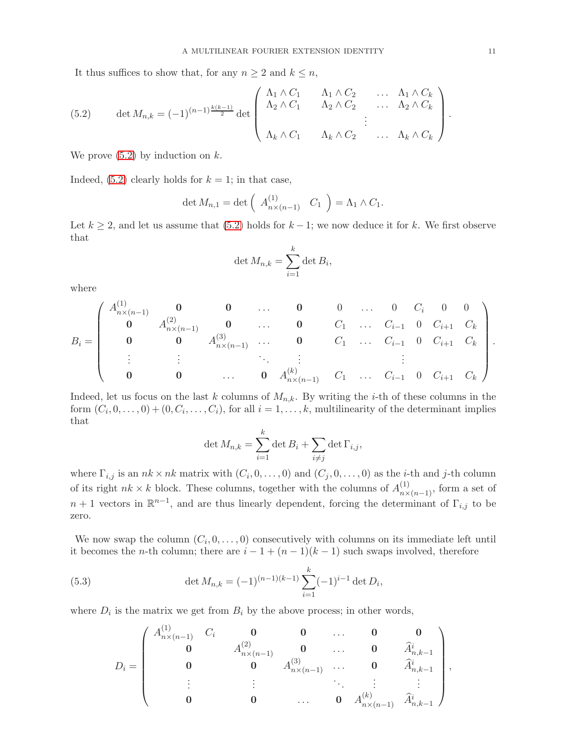It thus suffices to show that, for any $n \geq 2$ and $k \leq n$,

$$\det M_{n,k} = (-1)^{(n-1)\frac{k(k-1)}{2}} \det \begin{pmatrix} \Lambda_1 \wedge C_1 & \Lambda_1 \wedge C_2 & \dots & \Lambda_1 \wedge C_k \\ \Lambda_2 \wedge C_1 & \Lambda_2 \wedge C_2 & \dots & \Lambda_2 \wedge C_k \\ & & \vdots & \\ \Lambda_k \wedge C_1 & \Lambda_k \wedge C_2 & \dots & \Lambda_k \wedge C_k \end{pmatrix}. \tag{5.2}$$

We prove (5.2) by induction on $k$.

Indeed, (5.2) clearly holds for $k = 1$; in that case,

$$\det M_{n,1} = \det \begin{pmatrix} A^{(1)}_{n\times(n-1)} & C_1 \end{pmatrix} = \Lambda_1 \wedge C_1.$$

Let $k \geq 2$, and let us assume that (5.2) holds for $k-1$; we now deduce it for $k$. We first observe that

$$\det M_{n,k} = \sum_{i=1}^{k} \det B_i,$$

where

$$B_i = \begin{pmatrix} A^{(1)}_{n\times(n-1)} & \mathbf{0} & \mathbf{0} & \dots & \mathbf{0} & 0 & \dots & 0 & C_i & 0 & 0 \\ \mathbf{0} & A^{(2)}_{n\times(n-1)} & \mathbf{0} & \dots & \mathbf{0} & C_1 & \dots & C_{i-1} & 0 & C_{i+1} & C_k \\ \mathbf{0} & \mathbf{0} & A^{(3)}_{n\times(n-1)} & \dots & \mathbf{0} & C_1 & \dots & C_{i-1} & 0 & C_{i+1} & C_k \\ \vdots & \vdots & & \ddots & \vdots & & & \vdots & & & \\ \mathbf{0} & \mathbf{0} & \dots & \mathbf{0} & A^{(k)}_{n\times(n-1)} & C_1 & \dots & C_{i-1} & 0 & C_{i+1} & C_k \end{pmatrix}.$$

Indeed, let us focus on the last $k$ columns of $M_{n,k}$. By writing the $i$-th of these columns in the form $(C_i, 0, \dots, 0) + (0, C_i, \dots, C_i)$, for all $i = 1, \dots, k$, multilinearity of the determinant implies that

$$\det M_{n,k} = \sum_{i=1}^{k} \det B_i + \sum_{i \neq j} \det \Gamma_{i,j},$$

where $\Gamma_{i,j}$ is an $nk \times nk$ matrix with $(C_i, 0, \dots, 0)$ and $(C_j, 0, \dots, 0)$ as the $i$-th and $j$-th column of its right $nk \times k$ block. These columns, together with the columns of $A^{(1)}_{n\times(n-1)}$, form a set of $n+1$ vectors in $\mathbb{R}^{n-1}$, and are thus linearly dependent, forcing the determinant of $\Gamma_{i,j}$ to be zero.

We now swap the column $(C_i, 0, \dots, 0)$ consecutively with columns on its immediate left until it becomes the $n$-th column; there are $i - 1 + (n-1)(k-1)$ such swaps involved, therefore

$$\det M_{n,k} = (-1)^{(n-1)(k-1)} \sum_{i=1}^{k} (-1)^{i-1} \det D_i, \tag{5.3}$$

where $D_i$ is the matrix we get from $B_i$ by the above process; in other words,

$$D_i = \begin{pmatrix} A^{(1)}_{n\times(n-1)} & C_i & \mathbf{0} & \mathbf{0} & \dots & \mathbf{0} & \mathbf{0} \\ \mathbf{0} & & A^{(2)}_{n\times(n-1)} & \mathbf{0} & \dots & \mathbf{0} & \widehat{A}^{i}_{n,k-1} \\ \mathbf{0} & & \mathbf{0} & A^{(3)}_{n\times(n-1)} & \dots & \mathbf{0} & \widehat{A}^{i}_{n,k-1} \\ \vdots & & \vdots & & \ddots & \vdots & \vdots \\ \mathbf{0} & & \mathbf{0} & \dots & \mathbf{0} & A^{(k)}_{n\times(n-1)} & \widehat{A}^{i}_{n,k-1} \end{pmatrix},$$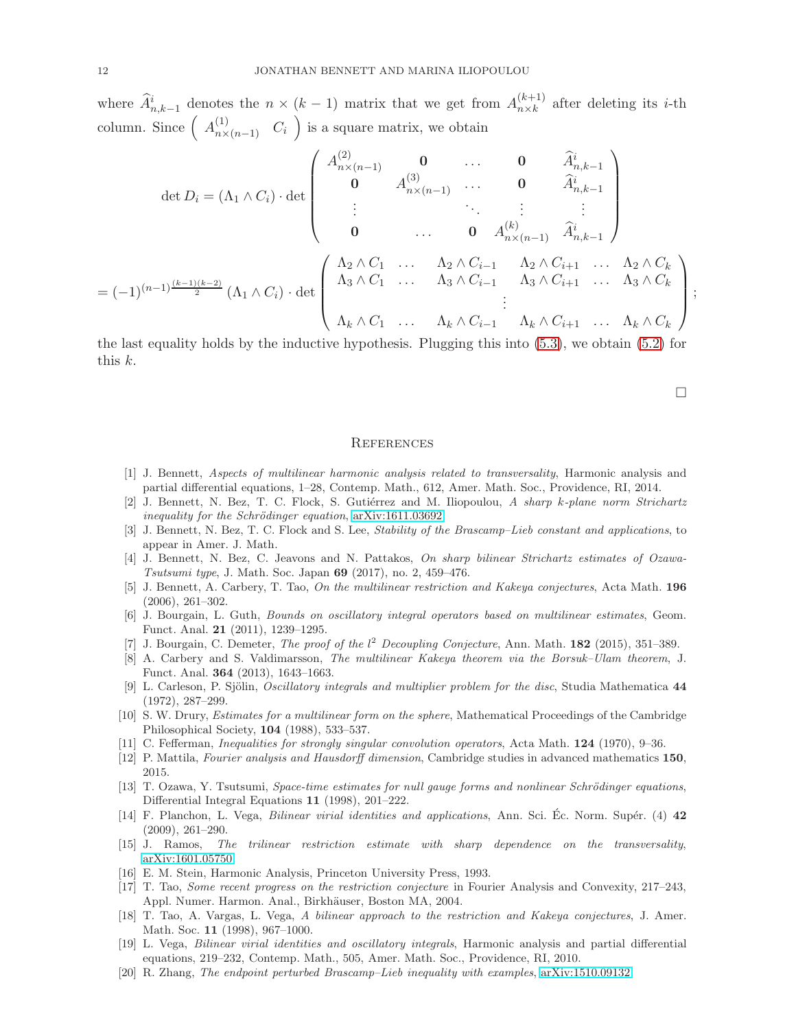where $\widehat{A}^i_{n,k-1}$ denotes the $n \times (k-1)$ matrix that we get from $A^{(k+1)}_{n\times k}$ after deleting its $i$-th column. Since $\begin{pmatrix} A^{(1)}_{n\times(n-1)} & C_i \end{pmatrix}$ is a square matrix, we obtain

$$\det D_i = (\Lambda_1 \wedge C_i) \cdot \det \begin{pmatrix} A^{(2)}_{n\times(n-1)} & \mathbf{0} & \dots & \mathbf{0} & \widehat{A}^i_{n,k-1} \\ \mathbf{0} & A^{(3)}_{n\times(n-1)} & \dots & \mathbf{0} & \widehat{A}^i_{n,k-1} \\ \vdots & & \ddots & \vdots & \vdots \\ \mathbf{0} & \dots & \mathbf{0} & A^{(k)}_{n\times(n-1)} & \widehat{A}^i_{n,k-1} \end{pmatrix}$$

$$= (-1)^{(n-1)\frac{(k-1)(k-2)}{2}} (\Lambda_1 \wedge C_i) \cdot \det \begin{pmatrix} \Lambda_2 \wedge C_1 & \dots & \Lambda_2 \wedge C_{i-1} & \Lambda_2 \wedge C_{i+1} & \dots & \Lambda_2 \wedge C_k \\ \Lambda_3 \wedge C_1 & \dots & \Lambda_3 \wedge C_{i-1} & \Lambda_3 \wedge C_{i+1} & \dots & \Lambda_3 \wedge C_k \\ & & & \vdots & & \\ \Lambda_k \wedge C_1 & \dots & \Lambda_k \wedge C_{i-1} & \Lambda_k \wedge C_{i+1} & \dots & \Lambda_k \wedge C_k \end{pmatrix};$$

the last equality holds by the inductive hypothesis. Plugging this into (5.3), we obtain (5.2) for this $k$.

□

## References

[1] J. Bennett, *Aspects of multilinear harmonic analysis related to transversality*, Harmonic analysis and partial differential equations, 1–28, Contemp. Math., 612, Amer. Math. Soc., Providence, RI, 2014.

[2] J. Bennett, N. Bez, T. C. Flock, S. Gutiérrez and M. Iliopoulou, *A sharp k-plane norm Strichartz inequality for the Schrödinger equation*, arXiv:1611.03692

[3] J. Bennett, N. Bez, T. C. Flock and S. Lee, *Stability of the Brascamp–Lieb constant and applications*, to appear in Amer. J. Math.

[4] J. Bennett, N. Bez, C. Jeavons and N. Pattakos, *On sharp bilinear Strichartz estimates of Ozawa-Tsutsumi type*, J. Math. Soc. Japan **69** (2017), no. 2, 459–476.

[5] J. Bennett, A. Carbery, T. Tao, *On the multilinear restriction and Kakeya conjectures*, Acta Math. **196** (2006), 261–302.

[6] J. Bourgain, L. Guth, *Bounds on oscillatory integral operators based on multilinear estimates*, Geom. Funct. Anal. **21** (2011), 1239–1295.

[7] J. Bourgain, C. Demeter, *The proof of the $l^2$ Decoupling Conjecture*, Ann. Math. **182** (2015), 351–389.

[8] A. Carbery and S. Valdimarsson, *The multilinear Kakeya theorem via the Borsuk–Ulam theorem*, J. Funct. Anal. **364** (2013), 1643–1663.

[9] L. Carleson, P. Sjölin, *Oscillatory integrals and multiplier problem for the disc*, Studia Mathematica **44** (1972), 287–299.

[10] S. W. Drury, *Estimates for a multilinear form on the sphere*, Mathematical Proceedings of the Cambridge Philosophical Society, **104** (1988), 533–537.

[11] C. Fefferman, *Inequalities for strongly singular convolution operators*, Acta Math. **124** (1970), 9–36.

[12] P. Mattila, *Fourier analysis and Hausdorff dimension*, Cambridge studies in advanced mathematics **150**, 2015.

[13] T. Ozawa, Y. Tsutsumi, *Space-time estimates for null gauge forms and nonlinear Schrödinger equations*, Differential Integral Equations **11** (1998), 201–222.

[14] F. Planchon, L. Vega, *Bilinear virial identities and applications*, Ann. Sci. Éc. Norm. Supér. (4) **42** (2009), 261–290.

[15] J. Ramos, *The trilinear restriction estimate with sharp dependence on the transversality*, arXiv:1601.05750

[16] E. M. Stein, Harmonic Analysis, Princeton University Press, 1993.

[17] T. Tao, *Some recent progress on the restriction conjecture* in Fourier Analysis and Convexity, 217–243, Appl. Numer. Harmon. Anal., Birkhäuser, Boston MA, 2004.

[18] T. Tao, A. Vargas, L. Vega, *A bilinear approach to the restriction and Kakeya conjectures*, J. Amer. Math. Soc. **11** (1998), 967–1000.

[19] L. Vega, *Bilinear virial identities and oscillatory integrals*, Harmonic analysis and partial differential equations, 219–232, Contemp. Math., 505, Amer. Math. Soc., Providence, RI, 2010.

[20] R. Zhang, *The endpoint perturbed Brascamp–Lieb inequality with examples*, arXiv:1510.09132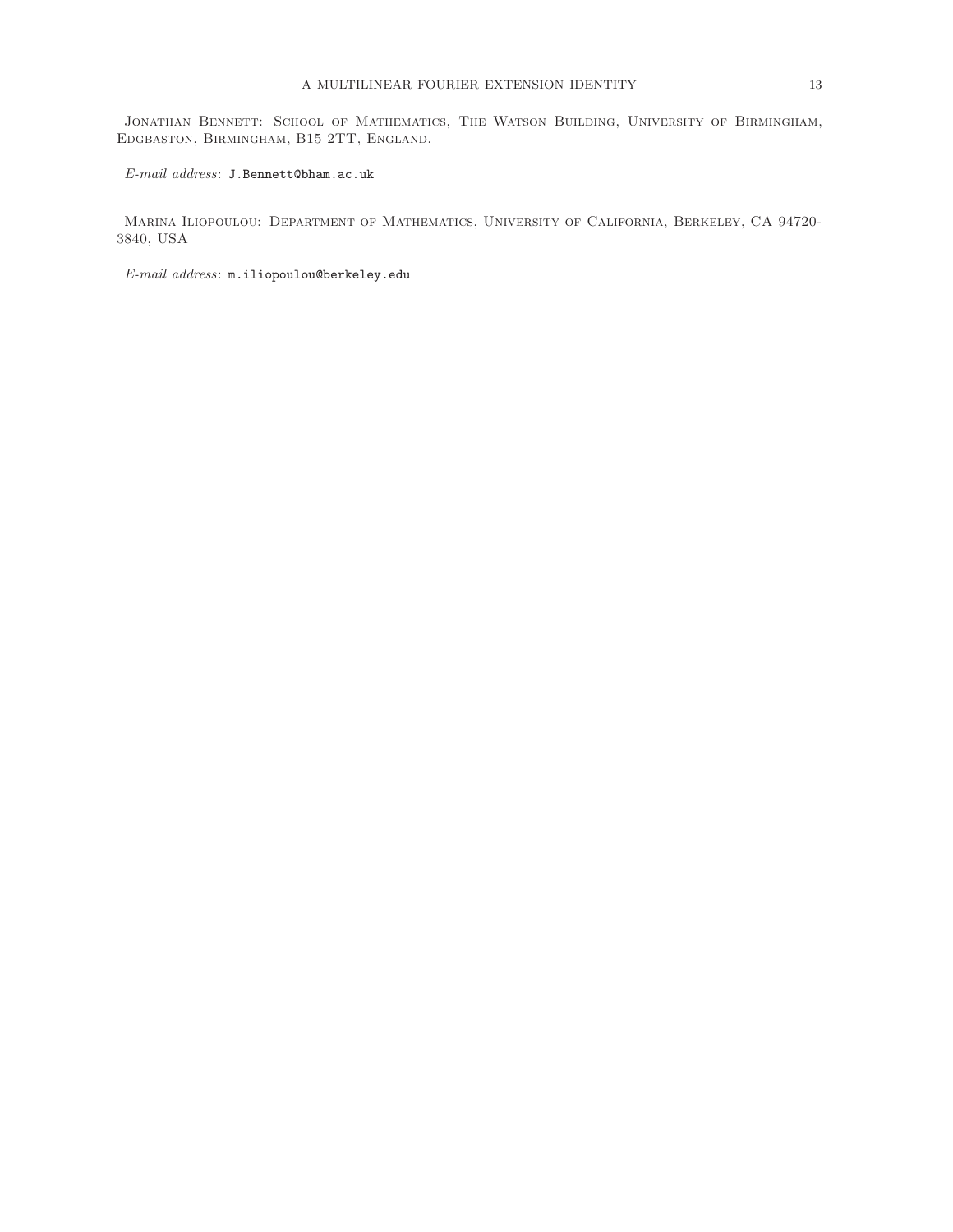Jonathan Bennett: School of Mathematics, The Watson Building, University of Birmingham, Edgbaston, Birmingham, B15 2TT, England.

*E-mail address*: J.Bennett@bham.ac.uk

Marina Iliopoulou: Department of Mathematics, University of California, Berkeley, CA 94720-3840, USA

*E-mail address*: m.iliopoulou@berkeley.edu